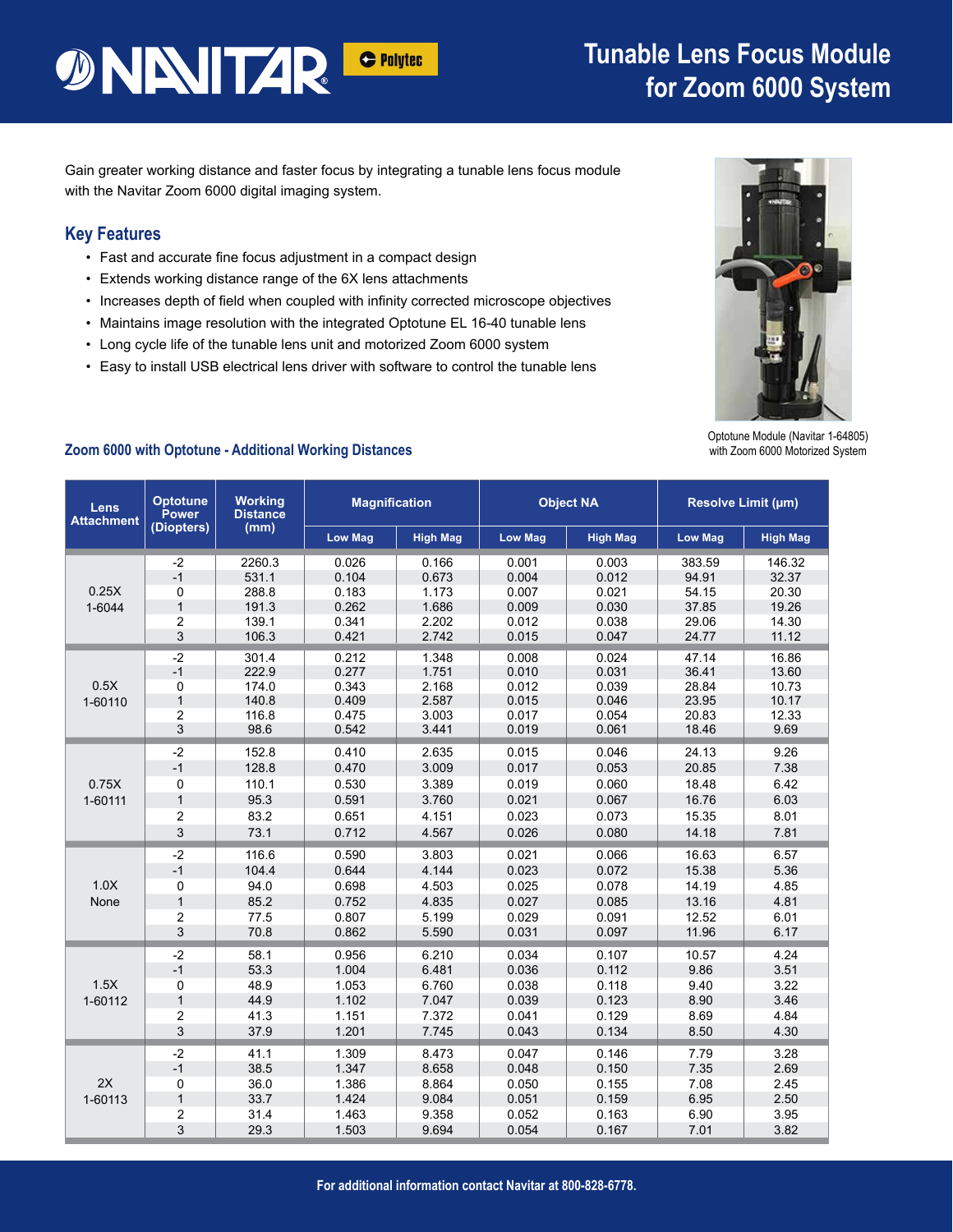# Tunable Lens Focus Module for Zoom 6000 System

Gain greater working distance and faster focus by integrating a tunable lens focus module with the Navitar Zoom 6000 digital imaging system.

## Key Features

- Fast and accurate fine focus adjustment in a compact design
- Extends working distance range of the 6X lens attachments
- Increases depth of field when coupled with infinity corrected microscope objectives
- Maintains image resolution with the integrated Optotune EL 16-40 tunable lens
- Long cycle life of the tunable lens unit and motorized Zoom 6000 system
- Easy to install USB electrical lens driver with software to control the tunable lens

Optotune Module (Navitar 1-64805) with Zoom 6000 Motorized System

### Zoom 6000 with Optotune - Additional Working Distances

| Lens Attachment | Optotune Power (Diopters) | Working Distance (mm) | Magnification | | Object NA | | Resolve Limit (µm) | |
|---|---|---|---|---|---|---|---|---|
| | | | Low Mag | High Mag | Low Mag | High Mag | Low Mag | High Mag |
| 0.25X 1-6044 | -2 | 2260.3 | 0.026 | 0.166 | 0.001 | 0.003 | 383.59 | 146.32 |
| | -1 | 531.1 | 0.104 | 0.673 | 0.004 | 0.012 | 94.91 | 32.37 |
| | 0 | 288.8 | 0.183 | 1.173 | 0.007 | 0.021 | 54.15 | 20.30 |
| | 1 | 191.3 | 0.262 | 1.686 | 0.009 | 0.030 | 37.85 | 19.26 |
| | 2 | 139.1 | 0.341 | 2.202 | 0.012 | 0.038 | 29.06 | 14.30 |
| | 3 | 106.3 | 0.421 | 2.742 | 0.015 | 0.047 | 24.77 | 11.12 |
| 0.5X 1-60110 | -2 | 301.4 | 0.212 | 1.348 | 0.008 | 0.024 | 47.14 | 16.86 |
| | -1 | 222.9 | 0.277 | 1.751 | 0.010 | 0.031 | 36.41 | 13.60 |
| | 0 | 174.0 | 0.343 | 2.168 | 0.012 | 0.039 | 28.84 | 10.73 |
| | 1 | 140.8 | 0.409 | 2.587 | 0.015 | 0.046 | 23.95 | 10.17 |
| | 2 | 116.8 | 0.475 | 3.003 | 0.017 | 0.054 | 20.83 | 12.33 |
| | 3 | 98.6 | 0.542 | 3.441 | 0.019 | 0.061 | 18.46 | 9.69 |
| 0.75X 1-60111 | -2 | 152.8 | 0.410 | 2.635 | 0.015 | 0.046 | 24.13 | 9.26 |
| | -1 | 128.8 | 0.470 | 3.009 | 0.017 | 0.053 | 20.85 | 7.38 |
| | 0 | 110.1 | 0.530 | 3.389 | 0.019 | 0.060 | 18.48 | 6.42 |
| | 1 | 95.3 | 0.591 | 3.760 | 0.021 | 0.067 | 16.76 | 6.03 |
| | 2 | 83.2 | 0.651 | 4.151 | 0.023 | 0.073 | 15.35 | 8.01 |
| | 3 | 73.1 | 0.712 | 4.567 | 0.026 | 0.080 | 14.18 | 7.81 |
| 1.0X None | -2 | 116.6 | 0.590 | 3.803 | 0.021 | 0.066 | 16.63 | 6.57 |
| | -1 | 104.4 | 0.644 | 4.144 | 0.023 | 0.072 | 15.38 | 5.36 |
| | 0 | 94.0 | 0.698 | 4.503 | 0.025 | 0.078 | 14.19 | 4.85 |
| | 1 | 85.2 | 0.752 | 4.835 | 0.027 | 0.085 | 13.16 | 4.81 |
| | 2 | 77.5 | 0.807 | 5.199 | 0.029 | 0.091 | 12.52 | 6.01 |
| | 3 | 70.8 | 0.862 | 5.590 | 0.031 | 0.097 | 11.96 | 6.17 |
| 1.5X 1-60112 | -2 | 58.1 | 0.956 | 6.210 | 0.034 | 0.107 | 10.57 | 4.24 |
| | -1 | 53.3 | 1.004 | 6.481 | 0.036 | 0.112 | 9.86 | 3.51 |
| | 0 | 48.9 | 1.053 | 6.760 | 0.038 | 0.118 | 9.40 | 3.22 |
| | 1 | 44.9 | 1.102 | 7.047 | 0.039 | 0.123 | 8.90 | 3.46 |
| | 2 | 41.3 | 1.151 | 7.372 | 0.041 | 0.129 | 8.69 | 4.84 |
| | 3 | 37.9 | 1.201 | 7.745 | 0.043 | 0.134 | 8.50 | 4.30 |
| 2X 1-60113 | -2 | 41.1 | 1.309 | 8.473 | 0.047 | 0.146 | 7.79 | 3.28 |
| | -1 | 38.5 | 1.347 | 8.658 | 0.048 | 0.150 | 7.35 | 2.69 |
| | 0 | 36.0 | 1.386 | 8.864 | 0.050 | 0.155 | 7.08 | 2.45 |
| | 1 | 33.7 | 1.424 | 9.084 | 0.051 | 0.159 | 6.95 | 2.50 |
| | 2 | 31.4 | 1.463 | 9.358 | 0.052 | 0.163 | 6.90 | 3.95 |
| | 3 | 29.3 | 1.503 | 9.694 | 0.054 | 0.167 | 7.01 | 3.82 |

**For additional information contact Navitar at 800-828-6778.**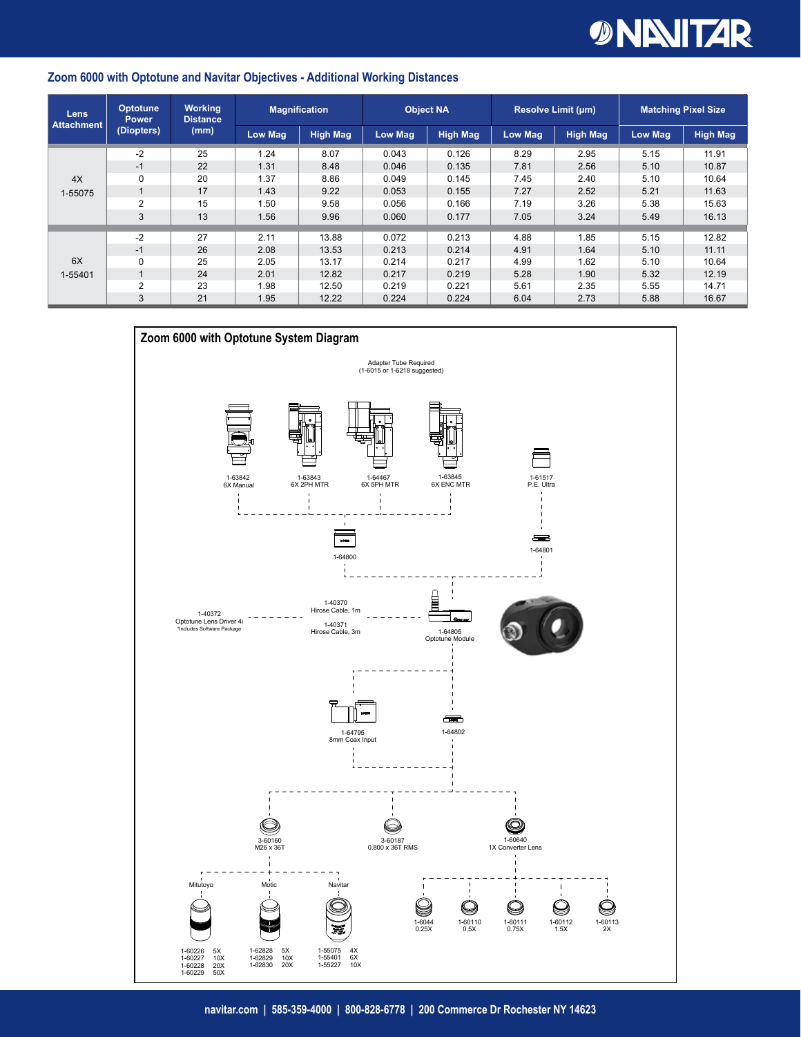## Zoom 6000 with Optotune and Navitar Objectives - Additional Working Distances

| Lens Attachment | Optotune Power (Diopters) | Working Distance (mm) | Magnification | | Object NA | | Resolve Limit (µm) | | Matching Pixel Size | |
|---|---|---|---|---|---|---|---|---|---|---|
| | | | Low Mag | High Mag | Low Mag | High Mag | Low Mag | High Mag | Low Mag | High Mag |
| 4X 1-55075 | -2 | 25 | 1.24 | 8.07 | 0.043 | 0.126 | 8.29 | 2.95 | 5.15 | 11.91 |
| | -1 | 22 | 1.31 | 8.48 | 0.046 | 0.135 | 7.81 | 2.56 | 5.10 | 10.87 |
| | 0 | 20 | 1.37 | 8.86 | 0.049 | 0.145 | 7.45 | 2.40 | 5.10 | 10.64 |
| | 1 | 17 | 1.43 | 9.22 | 0.053 | 0.155 | 7.27 | 2.52 | 5.21 | 11.63 |
| | 2 | 15 | 1.50 | 9.58 | 0.056 | 0.166 | 7.19 | 3.26 | 5.38 | 15.63 |
| | 3 | 13 | 1.56 | 9.96 | 0.060 | 0.177 | 7.05 | 3.24 | 5.49 | 16.13 |
| 6X 1-55401 | -2 | 27 | 2.11 | 13.88 | 0.072 | 0.213 | 4.88 | 1.85 | 5.15 | 12.82 |
| | -1 | 26 | 2.08 | 13.53 | 0.213 | 0.214 | 4.91 | 1.64 | 5.10 | 11.11 |
| | 0 | 25 | 2.05 | 13.17 | 0.214 | 0.217 | 4.99 | 1.62 | 5.10 | 10.64 |
| | 1 | 24 | 2.01 | 12.82 | 0.217 | 0.219 | 5.28 | 1.90 | 5.32 | 12.19 |
| | 2 | 23 | 1.98 | 12.50 | 0.219 | 0.221 | 5.61 | 2.35 | 5.55 | 14.71 |
| | 3 | 21 | 1.95 | 12.22 | 0.224 | 0.224 | 6.04 | 2.73 | 5.88 | 16.67 |

## Zoom 6000 with Optotune System Diagram

Adapter Tube Required (1-6015 or 1-6218 suggested)

1-63842 6X Manual

1-63843 6X 2PH MTR

1-64467 6X 5PH MTR

1-63845 6X ENC MTR

1-61517 P.E. Ultra

1-64800

1-64801

1-40372 Optotune Lens Driver 4i
*Includes Software Package

1-40370 Hirose Cable, 1m

1-40371 Hirose Cable, 3m

1-64805 Optotune Module

1-64795 8mm Coax Input

1-64802

3-60160 M26 x 36T

3-60187 0.800 x 36T RMS

1-60640 1X Converter Lens

Mitutoyo
1-60226 5X
1-60227 10X
1-60228 20X
1-60229 50X

Motic
1-62828 5X
1-62829 10X
1-62830 20X

Navitar
1-55075 4X
1-55401 6X
1-55227 10X

1-6044 0.25X

1-60110 0.5X

1-60111 0.75X

1-60112 1.5X

1-60113 2X

navitar.com | 585-359-4000 | 800-828-6778 | 200 Commerce Dr Rochester NY 14623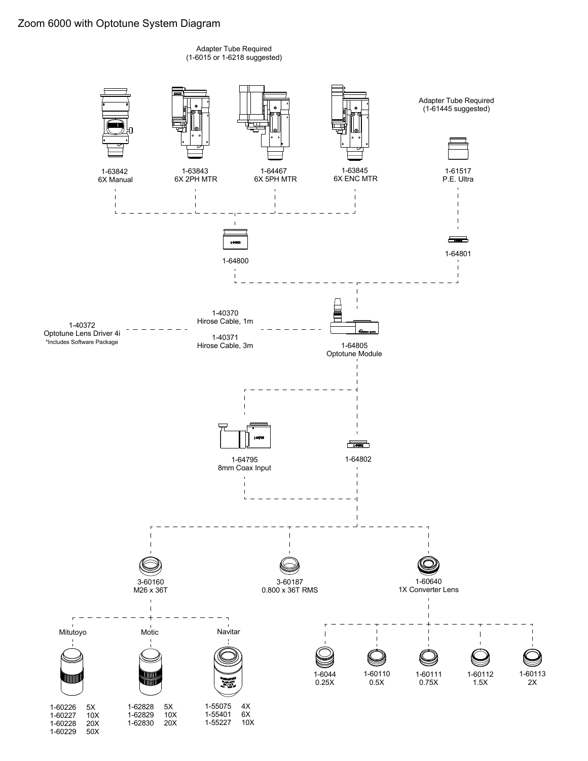# Zoom 6000 with Optotune System Diagram

Adapter Tube Required
(1-6015 or 1-6218 suggested)

1-63842
6X Manual

1-63843
6X 2PH MTR

1-64467
6X 5PH MTR

1-63845
6X ENC MTR

Adapter Tube Required
(1-61445 suggested)

1-61517
P.E. Ultra

1-64800

1-64801

1-40372
Optotune Lens Driver 4i
*Includes Software Package

1-40370
Hirose Cable, 1m

1-40371
Hirose Cable, 3m

1-64805
Optotune Module

1-64795
8mm Coax Input

1-64802

3-60160
M26 x 36T

3-60187
0.800 x 36T RMS

1-60640
1X Converter Lens

Mitutoyo

| | |
|---|---|
| 1-60226 | 5X |
| 1-60227 | 10X |
| 1-60228 | 20X |
| 1-60229 | 50X |

Motic

| | |
|---|---|
| 1-62828 | 5X |
| 1-62829 | 10X |
| 1-62830 | 20X |

Navitar

| | |
|---|---|
| 1-55075 | 4X |
| 1-55401 | 6X |
| 1-55227 | 10X |

1-6044
0.25X

1-60110
0.5X

1-60111
0.75X

1-60112
1.5X

1-60113
2X